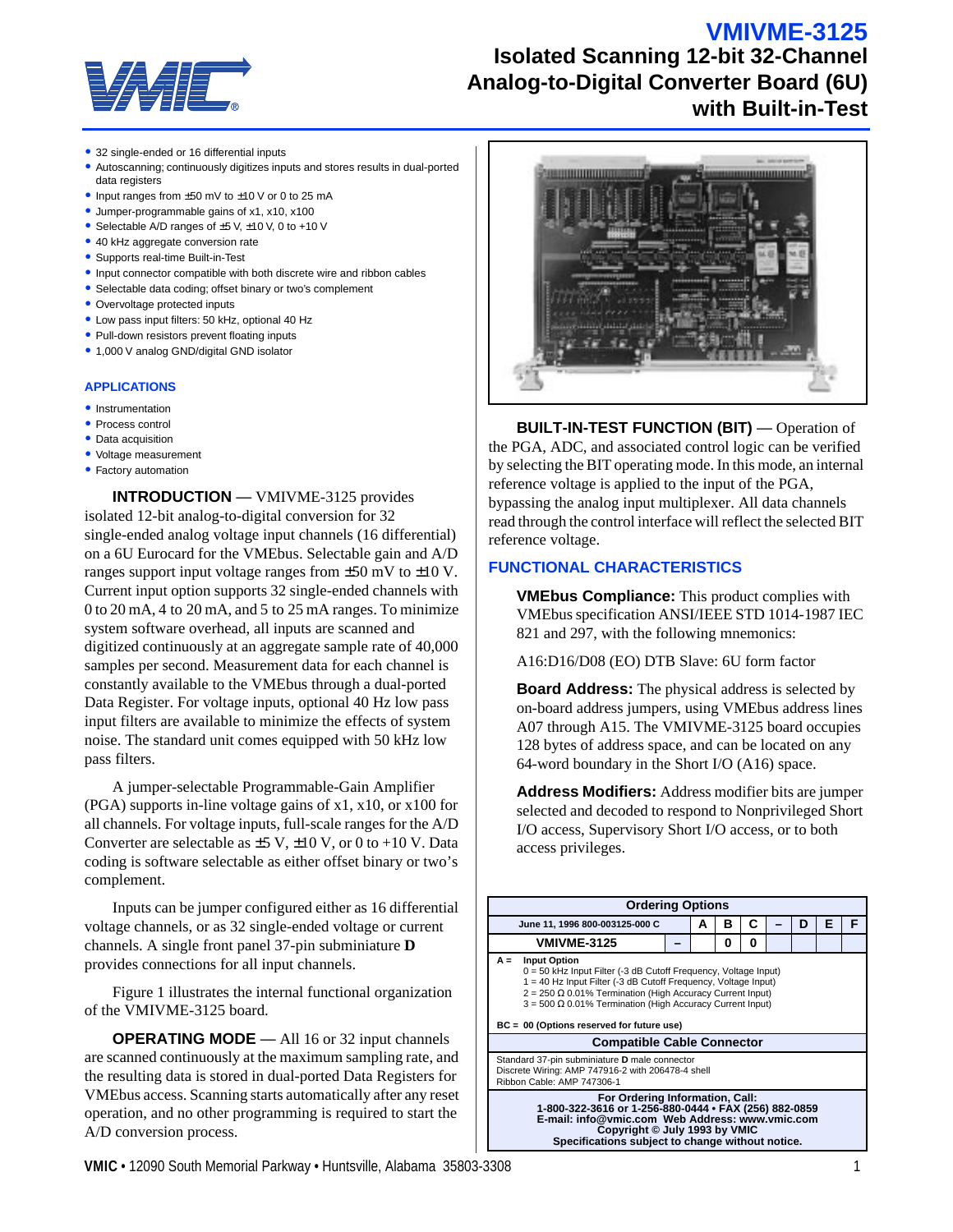# VMIVME-3125

## Isolated Scanning 12-bit 32-Channel Analog-to-Digital Converter Board (6U) with Built-in-Test

- 32 single-ended or 16 differential inputs
- Autoscanning; continuously digitizes inputs and stores results in dual-ported data registers
- Input ranges from ±50 mV to ±10 V or 0 to 25 mA
- Jumper-programmable gains of x1, x10, x100
- Selectable A/D ranges of ±5 V, ±10 V, 0 to +10 V
- 40 kHz aggregate conversion rate
- Supports real-time Built-in-Test
- Input connector compatible with both discrete wire and ribbon cables
- Selectable data coding; offset binary or two's complement
- Overvoltage protected inputs
- Low pass input filters: 50 kHz, optional 40 Hz
- Pull-down resistors prevent floating inputs
- 1,000 V analog GND/digital GND isolator

### APPLICATIONS

- Instrumentation
- Process control
- Data acquisition
- Voltage measurement
- Factory automation

**INTRODUCTION** — VMIVME-3125 provides isolated 12-bit analog-to-digital conversion for 32 single-ended analog voltage input channels (16 differential) on a 6U Eurocard for the VMEbus. Selectable gain and A/D ranges support input voltage ranges from ±50 mV to ±10 V. Current input option supports 32 single-ended channels with 0 to 20 mA, 4 to 20 mA, and 5 to 25 mA ranges. To minimize system software overhead, all inputs are scanned and digitized continuously at an aggregate sample rate of 40,000 samples per second. Measurement data for each channel is constantly available to the VMEbus through a dual-ported Data Register. For voltage inputs, optional 40 Hz low pass input filters are available to minimize the effects of system noise. The standard unit comes equipped with 50 kHz low pass filters.

A jumper-selectable Programmable-Gain Amplifier (PGA) supports in-line voltage gains of x1, x10, or x100 for all channels. For voltage inputs, full-scale ranges for the A/D Converter are selectable as ±5 V, ±10 V, or 0 to +10 V. Data coding is software selectable as either offset binary or two's complement.

Inputs can be jumper configured either as 16 differential voltage channels, or as 32 single-ended voltage or current channels. A single front panel 37-pin subminiature **D** provides connections for all input channels.

Figure 1 illustrates the internal functional organization of the VMIVME-3125 board.

**OPERATING MODE** — All 16 or 32 input channels are scanned continuously at the maximum sampling rate, and the resulting data is stored in dual-ported Data Registers for VMEbus access. Scanning starts automatically after any reset operation, and no other programming is required to start the A/D conversion process.

**BUILT-IN-TEST FUNCTION (BIT)** — Operation of the PGA, ADC, and associated control logic can be verified by selecting the BIT operating mode. In this mode, an internal reference voltage is applied to the input of the PGA, bypassing the analog input multiplexer. All data channels read through the control interface will reflect the selected BIT reference voltage.

### FUNCTIONAL CHARACTERISTICS

**VMEbus Compliance:** This product complies with VMEbus specification ANSI/IEEE STD 1014-1987 IEC 821 and 297, with the following mnemonics:

A16:D16/D08 (EO) DTB Slave: 6U form factor

**Board Address:** The physical address is selected by on-board address jumpers, using VMEbus address lines A07 through A15. The VMIVME-3125 board occupies 128 bytes of address space, and can be located on any 64-word boundary in the Short I/O (A16) space.

**Address Modifiers:** Address modifier bits are jumper selected and decoded to respond to Nonprivileged Short I/O access, Supervisory Short I/O access, or to both access privileges.

**Ordering Options**

| June 11, 1996 800-003125-000 C | | A | B | C | – | D | E | F |
|---|---|---|---|---|---|---|---|---|
| VMIVME-3125 | – | | 0 | 0 | | | | |

A = Input Option
0 = 50 kHz Input Filter (-3 dB Cutoff Frequency, Voltage Input)
1 = 40 Hz Input Filter (-3 dB Cutoff Frequency, Voltage Input)
2 = 250 Ω 0.01% Termination (High Accuracy Current Input)
3 = 500 Ω 0.01% Termination (High Accuracy Current Input)

BC = 00 (Options reserved for future use)

**Compatible Cable Connector**

Standard 37-pin subminiature **D** male connector
Discrete Wiring: AMP 747916-2 with 206478-4 shell
Ribbon Cable: AMP 747306-1

**For Ordering Information, Call:**
**1-800-322-3616 or 1-256-880-0444 • FAX (256) 882-0859**
**E-mail: info@vmic.com Web Address: www.vmic.com**
**Copyright © July 1993 by VMIC**
**Specifications subject to change without notice.**

**VMIC** • 12090 South Memorial Parkway • Huntsville, Alabama 35803-3308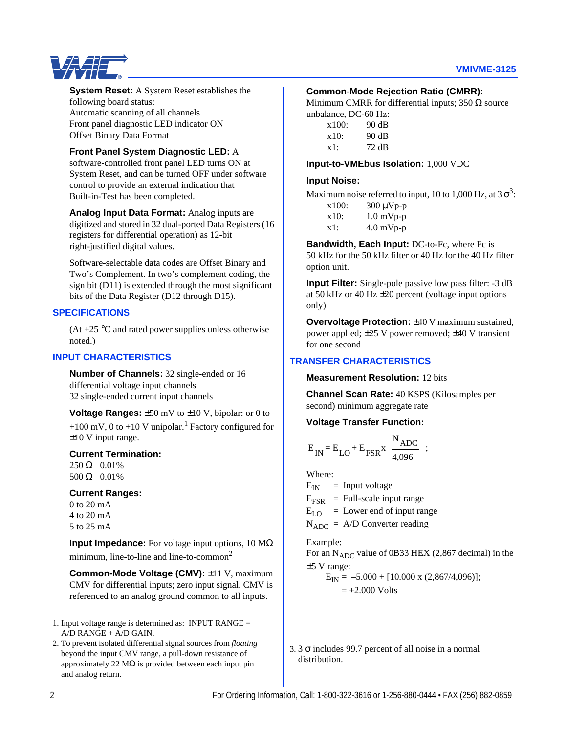**System Reset:** A System Reset establishes the following board status:
Automatic scanning of all channels
Front panel diagnostic LED indicator ON
Offset Binary Data Format

**Front Panel System Diagnostic LED:** A software-controlled front panel LED turns ON at System Reset, and can be turned OFF under software control to provide an external indication that Built-in-Test has been completed.

**Analog Input Data Format:** Analog inputs are digitized and stored in 32 dual-ported Data Registers (16 registers for differential operation) as 12-bit right-justified digital values.

Software-selectable data codes are Offset Binary and Two's Complement. In two's complement coding, the sign bit (D11) is extended through the most significant bits of the Data Register (D12 through D15).

## SPECIFICATIONS

(At +25 °C and rated power supplies unless otherwise noted.)

## INPUT CHARACTERISTICS

**Number of Channels:** 32 single-ended or 16 differential voltage input channels
32 single-ended current input channels

**Voltage Ranges:** ±50 mV to ±10 V, bipolar: or 0 to +100 mV, 0 to +10 V unipolar.[1] Factory configured for ±10 V input range.

**Current Termination:**
250 Ω 0.01%
500 Ω 0.01%

**Current Ranges:**
0 to 20 mA
4 to 20 mA
5 to 25 mA

**Input Impedance:** For voltage input options, 10 MΩ minimum, line-to-line and line-to-common[2]

**Common-Mode Voltage (CMV):** ±11 V, maximum CMV for differential inputs; zero input signal. CMV is referenced to an analog ground common to all inputs.

**Common-Mode Rejection Ratio (CMRR):** Minimum CMRR for differential inputs; 350 Ω source unbalance, DC-60 Hz:

| | |
|---|---|
| x100: | 90 dB |
| x10: | 90 dB |
| x1: | 72 dB |

**Input-to-VMEbus Isolation:** 1,000 VDC

**Input Noise:**
Maximum noise referred to input, 10 to 1,000 Hz, at 3 σ[3]:

| | |
|---|---|
| x100: | 300 µVp-p |
| x10: | 1.0 mVp-p |
| x1: | 4.0 mVp-p |

**Bandwidth, Each Input:** DC-to-Fc, where Fc is 50 kHz for the 50 kHz filter or 40 Hz for the 40 Hz filter option unit.

**Input Filter:** Single-pole passive low pass filter: -3 dB at 50 kHz or 40 Hz ±20 percent (voltage input options only)

**Overvoltage Protection:** ±40 V maximum sustained, power applied; ±25 V power removed; ±40 V transient for one second

## TRANSFER CHARACTERISTICS

**Measurement Resolution:** 12 bits

**Channel Scan Rate:** 40 KSPS (Kilosamples per second) minimum aggregate rate

**Voltage Transfer Function:**

$$E_{IN} = E_{LO} + E_{FSR} \times \frac{N_{ADC}}{4{,}096} \;;$$

Where:
$E_{IN}$ = Input voltage
$E_{FSR}$ = Full-scale input range
$E_{LO}$ = Lower end of input range
$N_{ADC}$ = A/D Converter reading

Example:
For an $N_{ADC}$ value of 0B33 HEX (2,867 decimal) in the ±5 V range:

$$E_{IN} = -5.000 + [10.000 \times (2{,}867/4{,}096)];$$
$$= +2.000 \text{ Volts}$$

---

1. Input voltage range is determined as: INPUT RANGE = A/D RANGE + A/D GAIN.
2. To prevent isolated differential signal sources from *floating* beyond the input CMV range, a pull-down resistance of approximately 22 MΩ is provided between each input pin and analog return.
3. 3 σ includes 99.7 percent of all noise in a normal distribution.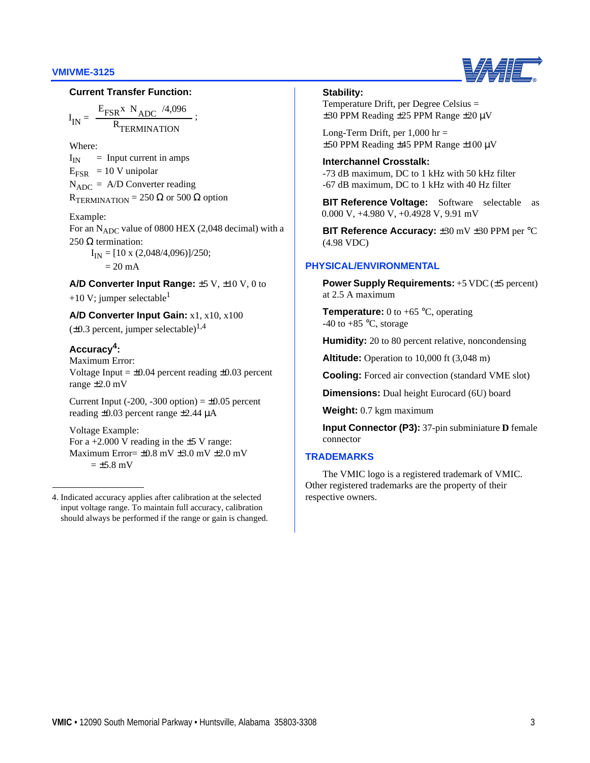**Current Transfer Function:**

$$I_{IN} = \frac{E_{FSR} \times N_{ADC} / 4{,}096}{R_{TERMINATION}};$$

Where:
$I_{IN}$ = Input current in amps
$E_{FSR}$ = 10 V unipolar
$N_{ADC}$ = A/D Converter reading
$R_{TERMINATION}$ = 250 Ω or 500 Ω option

Example:
For an $N_{ADC}$ value of 0800 HEX (2,048 decimal) with a 250 Ω termination:

$I_{IN}$ = [10 x (2,048/4,096)]/250;
= 20 mA

**A/D Converter Input Range:** ±5 V, ±10 V, 0 to +10 V; jumper selectable[1]

**A/D Converter Input Gain:** x1, x10, x100 (±0.3 percent, jumper selectable)[1,4]

**Accuracy[4]:**
Maximum Error:
Voltage Input = ±0.04 percent reading ±0.03 percent range ±2.0 mV

Current Input (-200, -300 option) = ±0.05 percent reading ±0.03 percent range ±2.44 µA

Voltage Example:
For a +2.000 V reading in the ±5 V range:
Maximum Error= ±0.8 mV ±3.0 mV ±2.0 mV
= ±5.8 mV

4. Indicated accuracy applies after calibration at the selected input voltage range. To maintain full accuracy, calibration should always be performed if the range or gain is changed.

**Stability:**
Temperature Drift, per Degree Celsius =
±30 PPM Reading ±25 PPM Range ±20 µV

Long-Term Drift, per 1,000 hr =
±50 PPM Reading ±45 PPM Range ±100 µV

**Interchannel Crosstalk:**
-73 dB maximum, DC to 1 kHz with 50 kHz filter
-67 dB maximum, DC to 1 kHz with 40 Hz filter

**BIT Reference Voltage:** Software selectable as 0.000 V, +4.980 V, +0.4928 V, 9.91 mV

**BIT Reference Accuracy:** ±30 mV ±30 PPM per °C (4.98 VDC)

## PHYSICAL/ENVIRONMENTAL

**Power Supply Requirements:** +5 VDC (±5 percent) at 2.5 A maximum

**Temperature:** 0 to +65 °C, operating
-40 to +85 °C, storage

**Humidity:** 20 to 80 percent relative, noncondensing

**Altitude:** Operation to 10,000 ft (3,048 m)

**Cooling:** Forced air convection (standard VME slot)

**Dimensions:** Dual height Eurocard (6U) board

**Weight:** 0.7 kgm maximum

**Input Connector (P3):** 37-pin subminiature **D** female connector

## TRADEMARKS

The VMIC logo is a registered trademark of VMIC. Other registered trademarks are the property of their respective owners.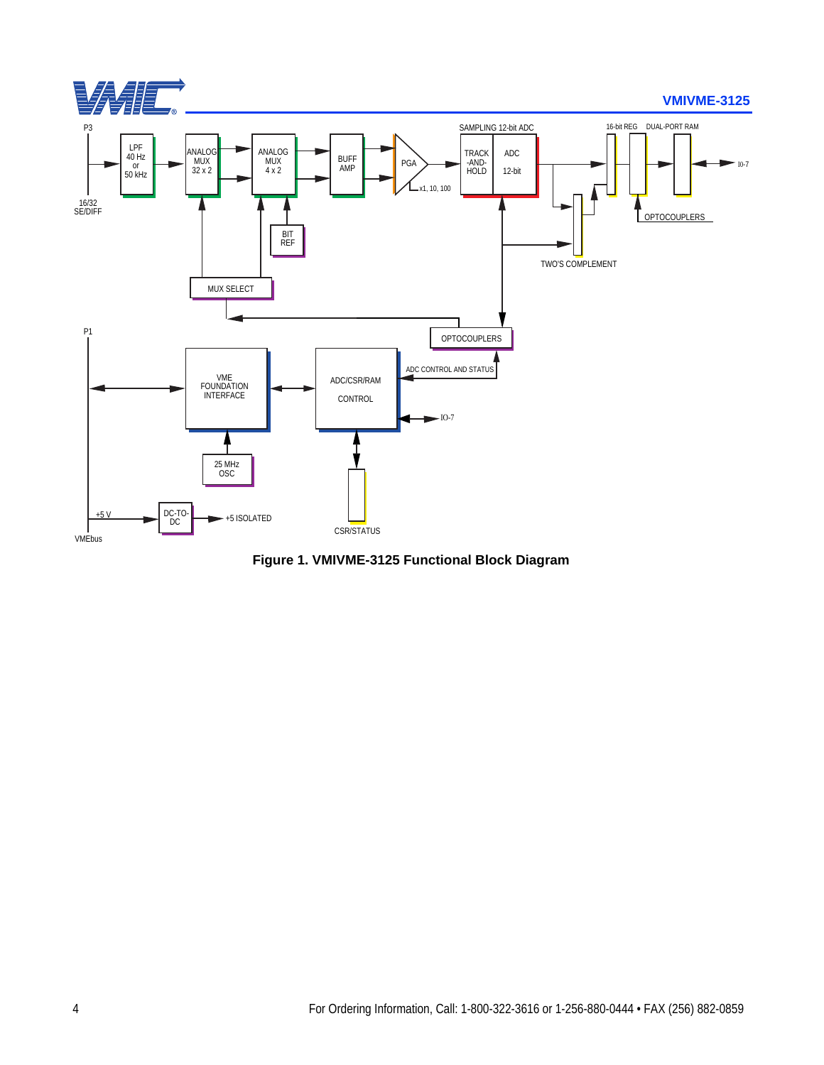P3

LPF
40 Hz
or
50 kHz

16/32
SE/DIFF

ANALOG
MUX
32 x 2

ANALOG
MUX
4 x 2

BUFF
AMP

PGA

x1, 10, 100

SAMPLING 12-bit ADC

TRACK
-AND-
HOLD

ADC

12-bit

16-bit REG

DUAL-PORT RAM

IO-7

OPTOCOUPLERS

TWO'S COMPLEMENT

BIT
REF

MUX SELECT

OPTOCOUPLERS

P1

VME
FOUNDATION
INTERFACE

ADC/CSR/RAM

CONTROL

ADC CONTROL AND STATUS

IO-7

25 MHz
OSC

+5 V

DC-TO-
DC

+5 ISOLATED

CSR/STATUS

VMEbus

**Figure 1. VMIVME-3125 Functional Block Diagram**